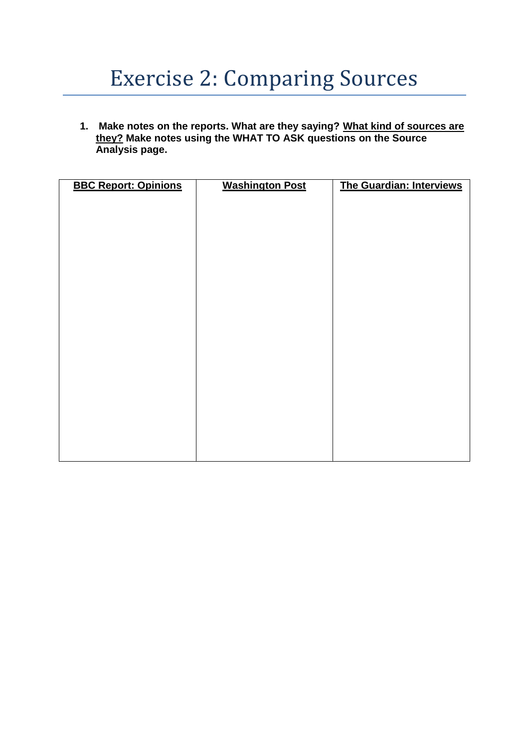# Exercise 2: Comparing Sources

1. **Make notes on the reports. What are they saying? <u>What kind of sources are they?</u> Make notes using the WHAT TO ASK questions on the Source Analysis page.**

| **<u>BBC Report: Opinions</u>** | **<u>Washington Post</u>** | **<u>The Guardian: Interviews</u>** |
|---|---|---|
| | | |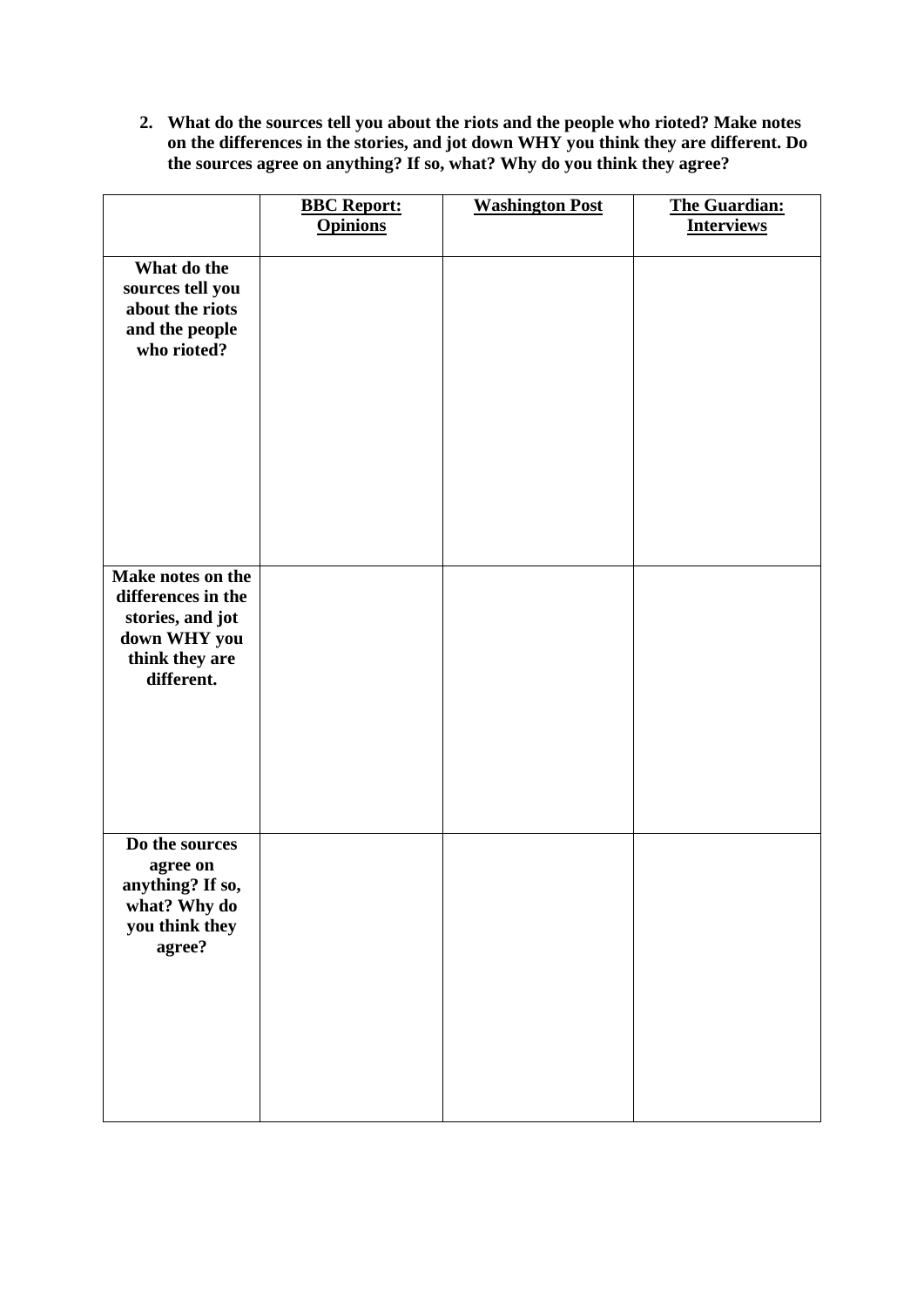**2. What do the sources tell you about the riots and the people who rioted? Make notes on the differences in the stories, and jot down WHY you think they are different. Do the sources agree on anything? If so, what? Why do you think they agree?**

| | **BBC Report: Opinions** | **Washington Post** | **The Guardian: Interviews** |
|---|---|---|---|
| **What do the sources tell you about the riots and the people who rioted?** | | | |
| **Make notes on the differences in the stories, and jot down WHY you think they are different.** | | | |
| **Do the sources agree on anything? If so, what? Why do you think they agree?** | | | |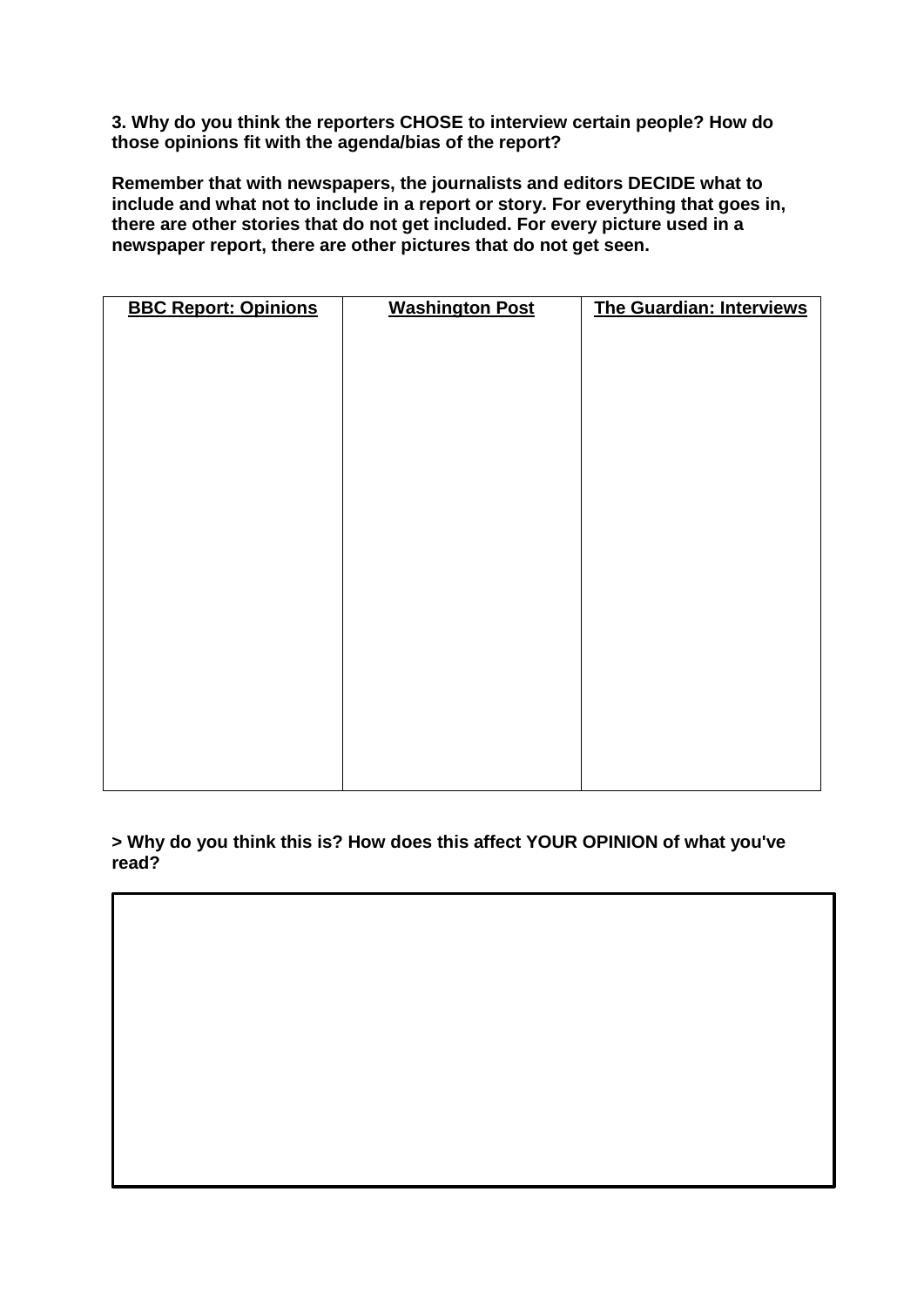**3. Why do you think the reporters CHOSE to interview certain people? How do those opinions fit with the agenda/bias of the report?**

**Remember that with newspapers, the journalists and editors DECIDE what to include and what not to include in a report or story. For everything that goes in, there are other stories that do not get included. For every picture used in a newspaper report, there are other pictures that do not get seen.**

| **BBC Report: Opinions** | **Washington Post** | **The Guardian: Interviews** |
|---|---|---|
| | | |

**> Why do you think this is? How does this affect YOUR OPINION of what you've read?**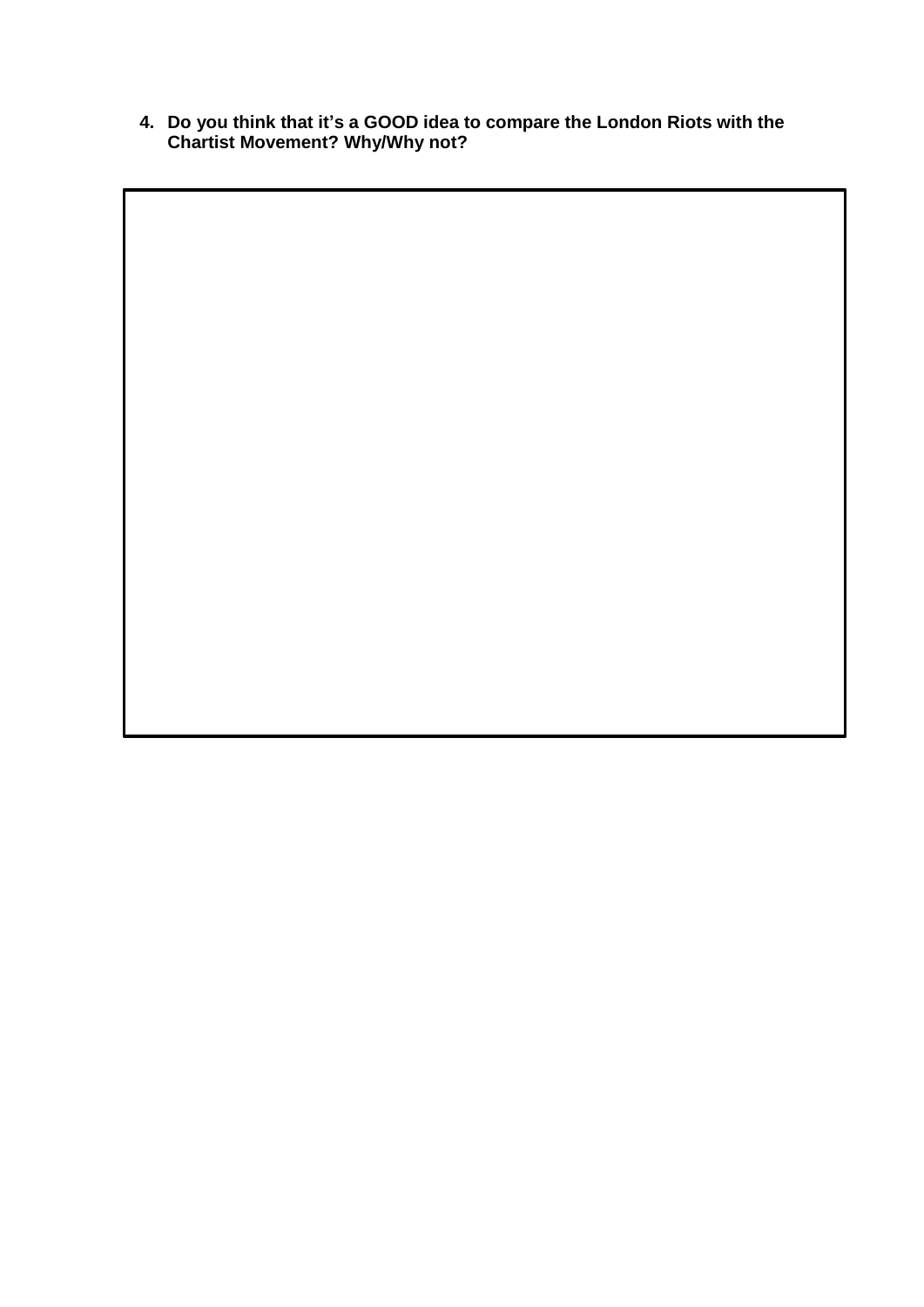4. **Do you think that it's a GOOD idea to compare the London Riots with the Chartist Movement? Why/Why not?**